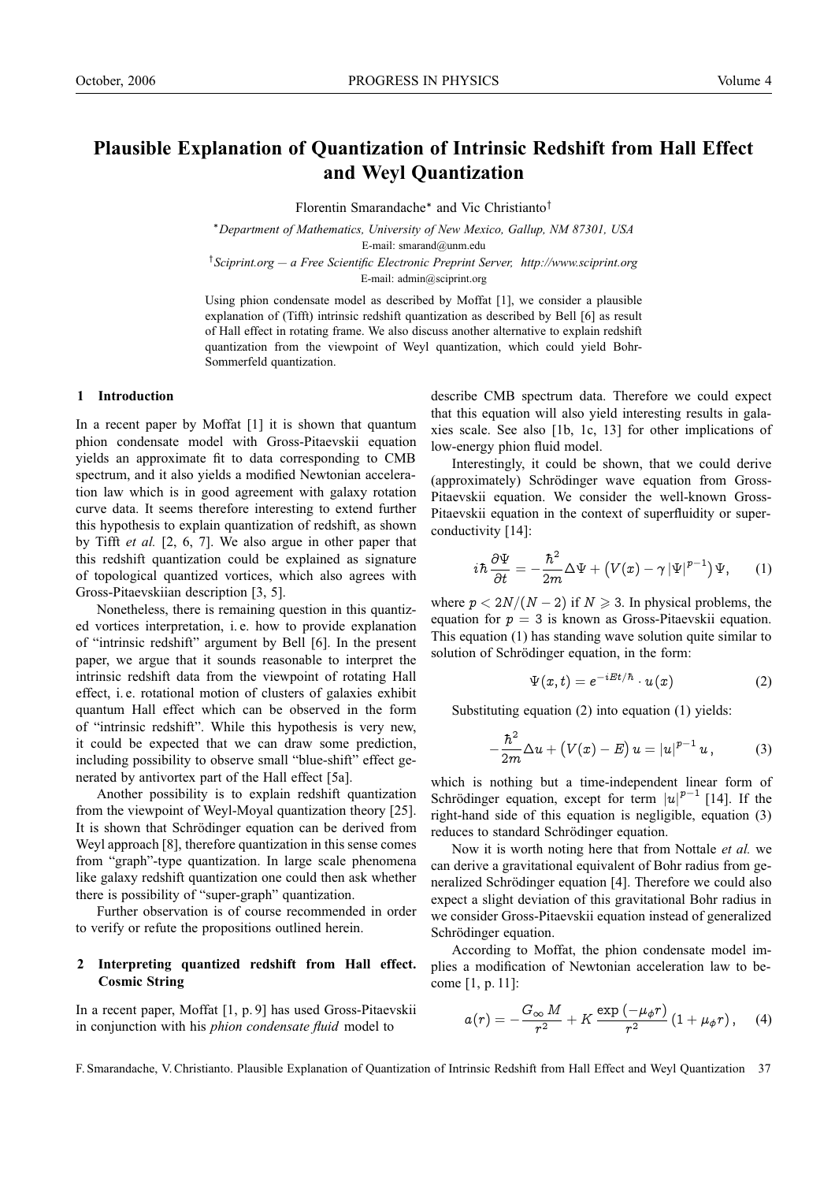# Plausible Explanation of Quantization of Intrinsic Redshift from Hall Effect and Weyl Quantization

Florentin Smarandache* and Vic Christianto†

*Department of Mathematics, University of New Mexico, Gallup, NM 87301, USA
E-mail: smarand@unm.edu

†Sciprint.org — a Free Scientific Electronic Preprint Server, http://www.sciprint.org
E-mail: admin@sciprint.org

Using phion condensate model as described by Moffat [1], we consider a plausible explanation of (Tifft) intrinsic redshift quantization as described by Bell [6] as result of Hall effect in rotating frame. We also discuss another alternative to explain redshift quantization from the viewpoint of Weyl quantization, which could yield Bohr-Sommerfeld quantization.

## 1 Introduction

In a recent paper by Moffat [1] it is shown that quantum phion condensate model with Gross-Pitaevskii equation yields an approximate fit to data corresponding to CMB spectrum, and it also yields a modified Newtonian acceleration law which is in good agreement with galaxy rotation curve data. It seems therefore interesting to extend further this hypothesis to explain quantization of redshift, as shown by Tifft *et al.* [2, 6, 7]. We also argue in other paper that this redshift quantization could be explained as signature of topological quantized vortices, which also agrees with Gross-Pitaevskiian description [3, 5].

Nonetheless, there is remaining question in this quantized vortices interpretation, i. e. how to provide explanation of "intrinsic redshift" argument by Bell [6]. In the present paper, we argue that it sounds reasonable to interpret the intrinsic redshift data from the viewpoint of rotating Hall effect, i. e. rotational motion of clusters of galaxies exhibit quantum Hall effect which can be observed in the form of "intrinsic redshift". While this hypothesis is very new, it could be expected that we can draw some prediction, including possibility to observe small "blue-shift" effect generated by antivortex part of the Hall effect [5a].

Another possibility is to explain redshift quantization from the viewpoint of Weyl-Moyal quantization theory [25]. It is shown that Schrödinger equation can be derived from Weyl approach [8], therefore quantization in this sense comes from "graph"-type quantization. In large scale phenomena like galaxy redshift quantization one could then ask whether there is possibility of "super-graph" quantization.

Further observation is of course recommended in order to verify or refute the propositions outlined herein.

## 2 Interpreting quantized redshift from Hall effect. Cosmic String

In a recent paper, Moffat [1, p. 9] has used Gross-Pitaevskii in conjunction with his *phion condensate fluid* model to describe CMB spectrum data. Therefore we could expect that this equation will also yield interesting results in galaxies scale. See also [1b, 1c, 13] for other implications of low-energy phion fluid model.

Interestingly, it could be shown, that we could derive (approximately) Schrödinger wave equation from Gross-Pitaevskii equation. We consider the well-known Gross-Pitaevskii equation in the context of superfluidity or superconductivity [14]:

$$i\hbar \frac{\partial \Psi}{\partial t} = -\frac{\hbar^2}{2m}\Delta\Psi + \left(V(x) - \gamma\,|\Psi|^{p-1}\right)\Psi, \qquad (1)$$

where $p < 2N/(N-2)$ if $N \geqslant 3$. In physical problems, the equation for $p = 3$ is known as Gross-Pitaevskii equation. This equation (1) has standing wave solution quite similar to solution of Schrödinger equation, in the form:

$$\Psi(x,t) = e^{-iEt/\hbar} \cdot u(x) \qquad (2)$$

Substituting equation (2) into equation (1) yields:

$$-\frac{\hbar^2}{2m}\Delta u + \left(V(x) - E\right)u = |u|^{p-1}\,u\,, \qquad (3)$$

which is nothing but a time-independent linear form of Schrödinger equation, except for term $|u|^{p-1}$ [14]. If the right-hand side of this equation is negligible, equation (3) reduces to standard Schrödinger equation.

Now it is worth noting here that from Nottale *et al.* we can derive a gravitational equivalent of Bohr radius from generalized Schrödinger equation [4]. Therefore we could also expect a slight deviation of this gravitational Bohr radius in we consider Gross-Pitaevskii equation instead of generalized Schrödinger equation.

According to Moffat, the phion condensate model implies a modification of Newtonian acceleration law to become [1, p. 11]:

$$a(r) = -\frac{G_\infty M}{r^2} + K\,\frac{\exp\left(-\mu_\phi r\right)}{r^2}\left(1 + \mu_\phi r\right), \qquad (4)$$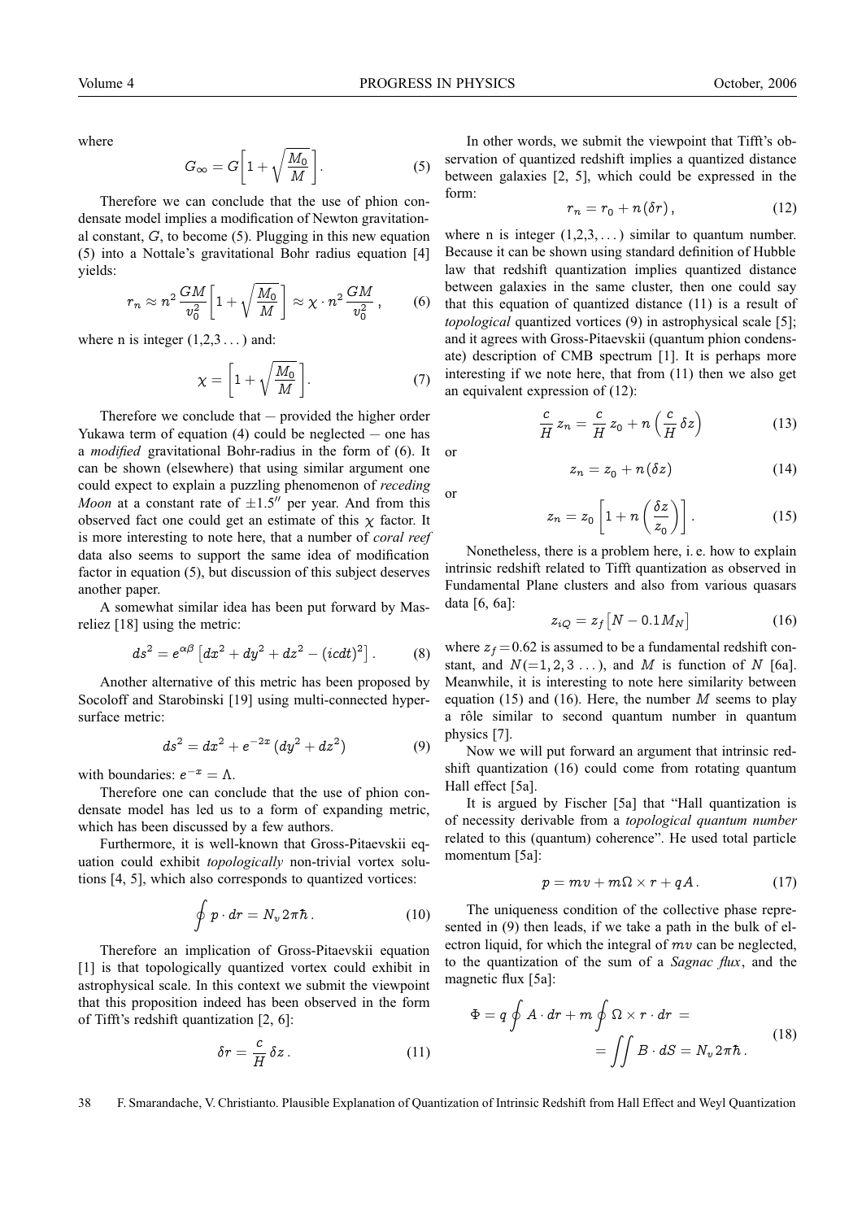where

$$G_{\infty} = G\left[1 + \sqrt{\frac{M_0}{M}}\right]. \tag{5}$$

Therefore we can conclude that the use of phion condensate model implies a modification of Newton gravitational constant, $G$, to become (5). Plugging in this new equation (5) into a Nottale's gravitational Bohr radius equation [4] yields:

$$r_n \approx n^2 \frac{GM}{v_0^2}\left[1 + \sqrt{\frac{M_0}{M}}\right] \approx \chi \cdot n^2 \frac{GM}{v_0^2}\,, \tag{6}$$

where n is integer (1,2,3 ...) and:

$$\chi = \left[1 + \sqrt{\frac{M_0}{M}}\right]. \tag{7}$$

Therefore we conclude that — provided the higher order Yukawa term of equation (4) could be neglected — one has a *modified* gravitational Bohr-radius in the form of (6). It can be shown (elsewhere) that using similar argument one could expect to explain a puzzling phenomenon of *receding Moon* at a constant rate of $\pm 1.5''$ per year. And from this observed fact one could get an estimate of this $\chi$ factor. It is more interesting to note here, that a number of *coral reef* data also seems to support the same idea of modification factor in equation (5), but discussion of this subject deserves another paper.

A somewhat similar idea has been put forward by Masreliez [18] using the metric:

$$ds^2 = e^{\alpha\beta}\left[dx^2 + dy^2 + dz^2 - (icdt)^2\right]. \tag{8}$$

Another alternative of this metric has been proposed by Socoloff and Starobinski [19] using multi-connected hypersurface metric:

$$ds^2 = dx^2 + e^{-2x}\left(dy^2 + dz^2\right) \tag{9}$$

with boundaries: $e^{-x} = \Lambda$.

Therefore one can conclude that the use of phion condensate model has led us to a form of expanding metric, which has been discussed by a few authors.

Furthermore, it is well-known that Gross-Pitaevskii equation could exhibit *topologically* non-trivial vortex solutions [4, 5], which also corresponds to quantized vortices:

$$\oint p \cdot dr = N_v 2\pi\hbar\,. \tag{10}$$

Therefore an implication of Gross-Pitaevskii equation [1] is that topologically quantized vortex could exhibit in astrophysical scale. In this context we submit the viewpoint that this proposition indeed has been observed in the form of Tifft's redshift quantization [2, 6]:

$$\delta r = \frac{c}{H}\,\delta z\,. \tag{11}$$

In other words, we submit the viewpoint that Tifft's observation of quantized redshift implies a quantized distance between galaxies [2, 5], which could be expressed in the form:

$$r_n = r_0 + n\,(\delta r)\,, \tag{12}$$

where n is integer (1,2,3, ...) similar to quantum number. Because it can be shown using standard definition of Hubble law that redshift quantization implies quantized distance between galaxies in the same cluster, then one could say that this equation of quantized distance (11) is a result of *topological* quantized vortices (9) in astrophysical scale [5]; and it agrees with Gross-Pitaevskii (quantum phion condensate) description of CMB spectrum [1]. It is perhaps more interesting if we note here, that from (11) then we also get an equivalent expression of (12):

$$\frac{c}{H}\,z_n = \frac{c}{H}\,z_0 + n\left(\frac{c}{H}\,\delta z\right) \tag{13}$$

or

$$z_n = z_0 + n\,(\delta z) \tag{14}$$

or

$$z_n = z_0\left[1 + n\left(\frac{\delta z}{z_0}\right)\right]. \tag{15}$$

Nonetheless, there is a problem here, i. e. how to explain intrinsic redshift related to Tifft quantization as observed in Fundamental Plane clusters and also from various quasars data [6, 6a]:

$$z_{iQ} = z_f\left[N - 0.1 M_N\right] \tag{16}$$

where $z_f = 0.62$ is assumed to be a fundamental redshift constant, and $N (= 1, 2, 3\ \ldots)$, and $M$ is function of $N$ [6a]. Meanwhile, it is interesting to note here similarity between equation (15) and (16). Here, the number $M$ seems to play a rôle similar to second quantum number in quantum physics [7].

Now we will put forward an argument that intrinsic redshift quantization (16) could come from rotating quantum Hall effect [5a].

It is argued by Fischer [5a] that "Hall quantization is of necessity derivable from a *topological quantum number* related to this (quantum) coherence". He used total particle momentum [5a]:

$$p = mv + m\Omega \times r + qA\,. \tag{17}$$

The uniqueness condition of the collective phase represented in (9) then leads, if we take a path in the bulk of electron liquid, for which the integral of $mv$ can be neglected, to the quantization of the sum of a *Sagnac flux*, and the magnetic flux [5a]:

$$\begin{aligned}\Phi = q\oint A \cdot dr + m\oint \Omega \times r \cdot dr &= \\ = \iint B \cdot dS &= N_v 2\pi\hbar\,.\end{aligned} \tag{18}$$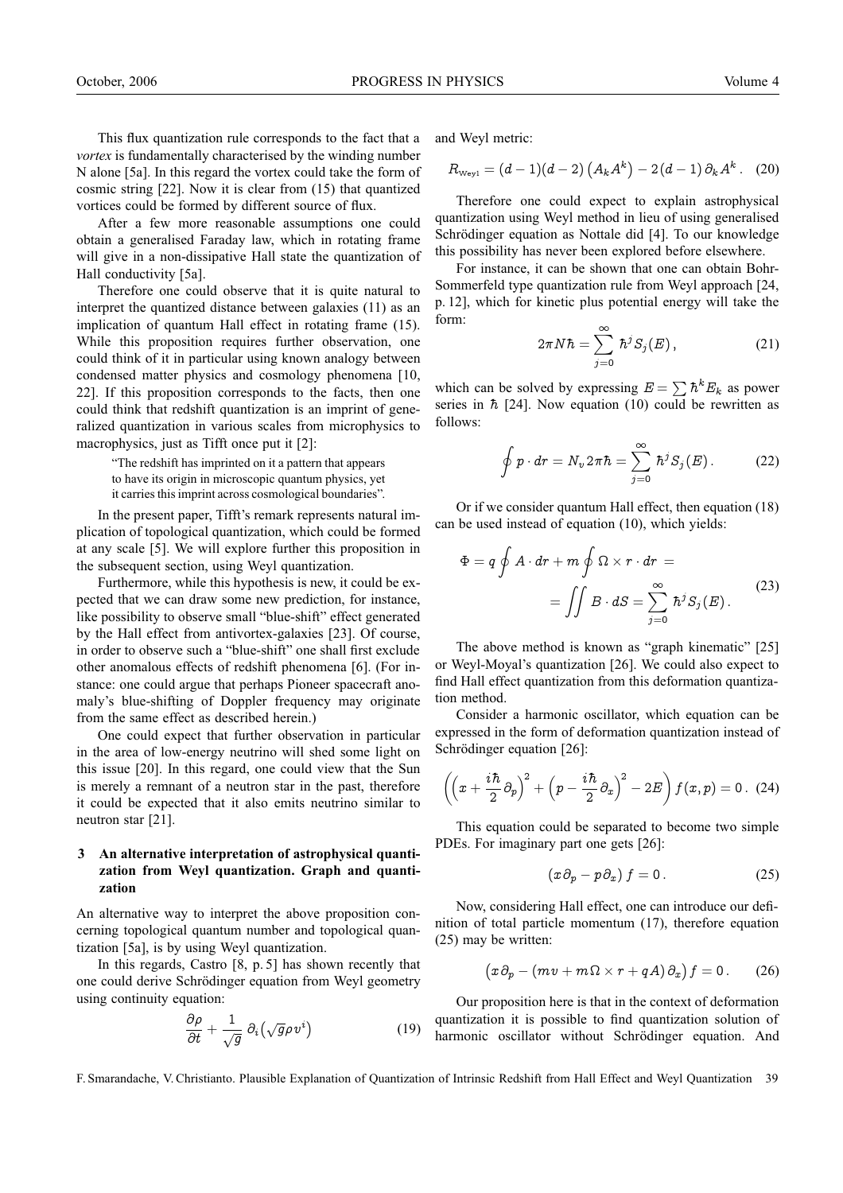This flux quantization rule corresponds to the fact that a *vortex* is fundamentally characterised by the winding number N alone [5a]. In this regard the vortex could take the form of cosmic string [22]. Now it is clear from (15) that quantized vortices could be formed by different source of flux.

After a few more reasonable assumptions one could obtain a generalised Faraday law, which in rotating frame will give in a non-dissipative Hall state the quantization of Hall conductivity [5a].

Therefore one could observe that it is quite natural to interpret the quantized distance between galaxies (11) as an implication of quantum Hall effect in rotating frame (15). While this proposition requires further observation, one could think of it in particular using known analogy between condensed matter physics and cosmology phenomena [10, 22]. If this proposition corresponds to the facts, then one could think that redshift quantization is an imprint of generalized quantization in various scales from microphysics to macrophysics, just as Tifft once put it [2]:

> "The redshift has imprinted on it a pattern that appears to have its origin in microscopic quantum physics, yet it carries this imprint across cosmological boundaries".

In the present paper, Tifft's remark represents natural implication of topological quantization, which could be formed at any scale [5]. We will explore further this proposition in the subsequent section, using Weyl quantization.

Furthermore, while this hypothesis is new, it could be expected that we can draw some new prediction, for instance, like possibility to observe small "blue-shift" effect generated by the Hall effect from antivortex-galaxies [23]. Of course, in order to observe such a "blue-shift" one shall first exclude other anomalous effects of redshift phenomena [6]. (For instance: one could argue that perhaps Pioneer spacecraft anomaly's blue-shifting of Doppler frequency may originate from the same effect as described herein.)

One could expect that further observation in particular in the area of low-energy neutrino will shed some light on this issue [20]. In this regard, one could view that the Sun is merely a remnant of a neutron star in the past, therefore it could be expected that it also emits neutrino similar to neutron star [21].

## 3 An alternative interpretation of astrophysical quantization from Weyl quantization. Graph and quantization

An alternative way to interpret the above proposition concerning topological quantum number and topological quantization [5a], is by using Weyl quantization.

In this regards, Castro [8, p. 5] has shown recently that one could derive Schrödinger equation from Weyl geometry using continuity equation:

$$\frac{\partial \rho}{\partial t} + \frac{1}{\sqrt{g}}\,\partial_i\big(\sqrt{g}\rho v^i\big) \tag{19}$$

and Weyl metric:

$$R_{\text{Weyl}} = (d-1)(d-2)\left(A_k A^k\right) - 2(d-1)\,\partial_k A^k\,. \tag{20}$$

Therefore one could expect to explain astrophysical quantization using Weyl method in lieu of using generalised Schrödinger equation as Nottale did [4]. To our knowledge this possibility has never been explored before elsewhere.

For instance, it can be shown that one can obtain Bohr-Sommerfeld type quantization rule from Weyl approach [24, p. 12], which for kinetic plus potential energy will take the form:

$$2\pi N\hbar = \sum_{j=0}^{\infty} \hbar^j S_j(E)\,, \tag{21}$$

which can be solved by expressing $E = \sum \hbar^k E_k$ as power series in $\hbar$ [24]. Now equation (10) could be rewritten as follows:

$$\oint p \cdot dr = N_v 2\pi\hbar = \sum_{j=0}^{\infty} \hbar^j S_j(E)\,. \tag{22}$$

Or if we consider quantum Hall effect, then equation (18) can be used instead of equation (10), which yields:

$$\Phi = q\oint A \cdot dr + m\oint \Omega \times r \cdot dr = \iint B \cdot dS = \sum_{j=0}^{\infty} \hbar^j S_j(E)\,. \tag{23}$$

The above method is known as "graph kinematic" [25] or Weyl-Moyal's quantization [26]. We could also expect to find Hall effect quantization from this deformation quantization method.

Consider a harmonic oscillator, which equation can be expressed in the form of deformation quantization instead of Schrödinger equation [26]:

$$\left(\left(x + \frac{i\hbar}{2}\,\partial_p\right)^2 + \left(p - \frac{i\hbar}{2}\,\partial_x\right)^2 - 2E\right) f(x,p) = 0\,. \tag{24}$$

This equation could be separated to become two simple PDEs. For imaginary part one gets [26]:

$$\left(x\,\partial_p - p\,\partial_x\right) f = 0\,. \tag{25}$$

Now, considering Hall effect, one can introduce our definition of total particle momentum (17), therefore equation (25) may be written:

$$\big(x\,\partial_p - (mv + m\Omega \times r + qA)\,\partial_x\big) f = 0\,. \tag{26}$$

Our proposition here is that in the context of deformation quantization it is possible to find quantization solution of harmonic oscillator without Schrödinger equation. And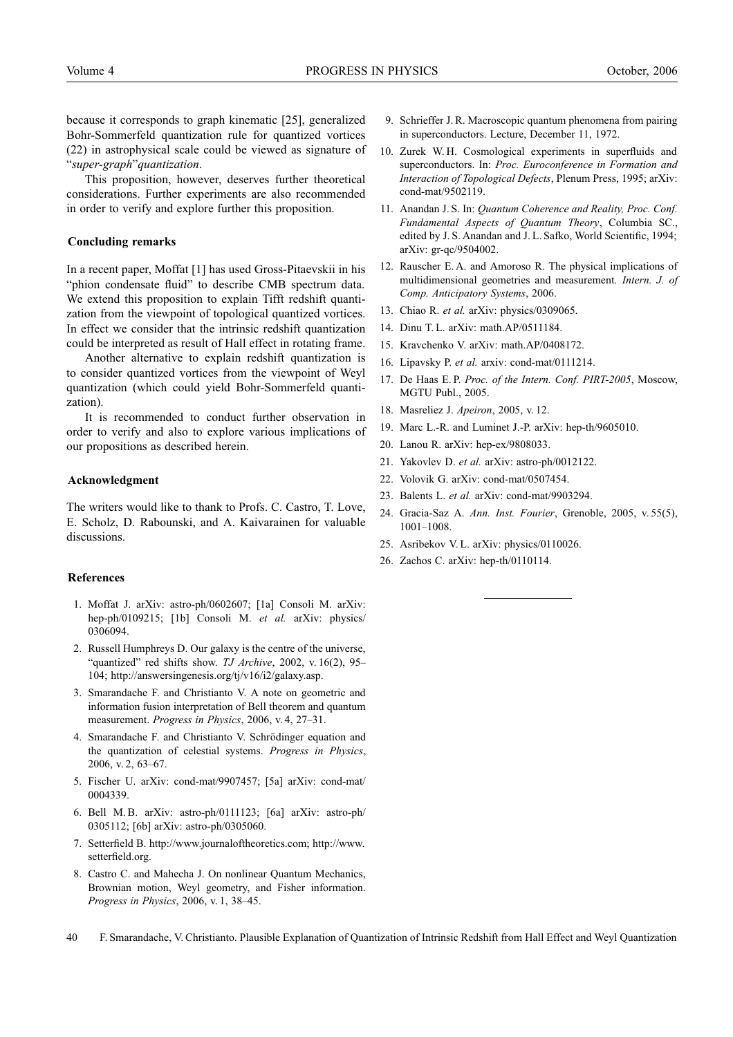because it corresponds to graph kinematic [25], generalized Bohr-Sommerfeld quantization rule for quantized vortices (22) in astrophysical scale could be viewed as signature of "*super-graph*"*quantization*.

This proposition, however, deserves further theoretical considerations. Further experiments are also recommended in order to verify and explore further this proposition.

## Concluding remarks

In a recent paper, Moffat [1] has used Gross-Pitaevskii in his "phion condensate fluid" to describe CMB spectrum data. We extend this proposition to explain Tifft redshift quantization from the viewpoint of topological quantized vortices. In effect we consider that the intrinsic redshift quantization could be interpreted as result of Hall effect in rotating frame.

Another alternative to explain redshift quantization is to consider quantized vortices from the viewpoint of Weyl quantization (which could yield Bohr-Sommerfeld quantization).

It is recommended to conduct further observation in order to verify and also to explore various implications of our propositions as described herein.

## Acknowledgment

The writers would like to thank to Profs. C. Castro, T. Love, E. Scholz, D. Rabounski, and A. Kaivarainen for valuable discussions.

## References

1. Moffat J. arXiv: astro-ph/0602607; [1a] Consoli M. arXiv: hep-ph/0109215; [1b] Consoli M. *et al.* arXiv: physics/0306094.
2. Russell Humphreys D. Our galaxy is the centre of the universe, "quantized" red shifts show. *TJ Archive*, 2002, v. 16(2), 95–104; http://answersingenesis.org/tj/v16/i2/galaxy.asp.
3. Smarandache F. and Christianto V. A note on geometric and information fusion interpretation of Bell theorem and quantum measurement. *Progress in Physics*, 2006, v. 4, 27–31.
4. Smarandache F. and Christianto V. Schrödinger equation and the quantization of celestial systems. *Progress in Physics*, 2006, v. 2, 63–67.
5. Fischer U. arXiv: cond-mat/9907457; [5a] arXiv: cond-mat/0004339.
6. Bell M. B. arXiv: astro-ph/0111123; [6a] arXiv: astro-ph/0305112; [6b] arXiv: astro-ph/0305060.
7. Setterfield B. http://www.journaloftheoretics.com; http://www.setterfield.org.
8. Castro C. and Mahecha J. On nonlinear Quantum Mechanics, Brownian motion, Weyl geometry, and Fisher information. *Progress in Physics*, 2006, v. 1, 38–45.
9. Schrieffer J. R. Macroscopic quantum phenomena from pairing in superconductors. Lecture, December 11, 1972.
10. Zurek W. H. Cosmological experiments in superfluids and superconductors. In: *Proc. Euroconference in Formation and Interaction of Topological Defects*, Plenum Press, 1995; arXiv: cond-mat/9502119.
11. Anandan J. S. In: *Quantum Coherence and Reality, Proc. Conf. Fundamental Aspects of Quantum Theory*, Columbia SC., edited by J. S. Anandan and J. L. Safko, World Scientific, 1994; arXiv: gr-qc/9504002.
12. Rauscher E. A. and Amoroso R. The physical implications of multidimensional geometries and measurement. *Intern. J. of Comp. Anticipatory Systems*, 2006.
13. Chiao R. *et al.* arXiv: physics/0309065.
14. Dinu T. L. arXiv: math.AP/0511184.
15. Kravchenko V. arXiv: math.AP/0408172.
16. Lipavsky P. *et al.* arxiv: cond-mat/0111214.
17. De Haas E. P. *Proc. of the Intern. Conf. PIRT-2005*, Moscow, MGTU Publ., 2005.
18. Masreliez J. *Apeiron*, 2005, v. 12.
19. Marc L.-R. and Luminet J.-P. arXiv: hep-th/9605010.
20. Lanou R. arXiv: hep-ex/9808033.
21. Yakovlev D. *et al.* arXiv: astro-ph/0012122.
22. Volovik G. arXiv: cond-mat/0507454.
23. Balents L. *et al.* arXiv: cond-mat/9903294.
24. Gracia-Saz A. *Ann. Inst. Fourier*, Grenoble, 2005, v. 55(5), 1001–1008.
25. Asribekov V. L. arXiv: physics/0110026.
26. Zachos C. arXiv: hep-th/0110114.